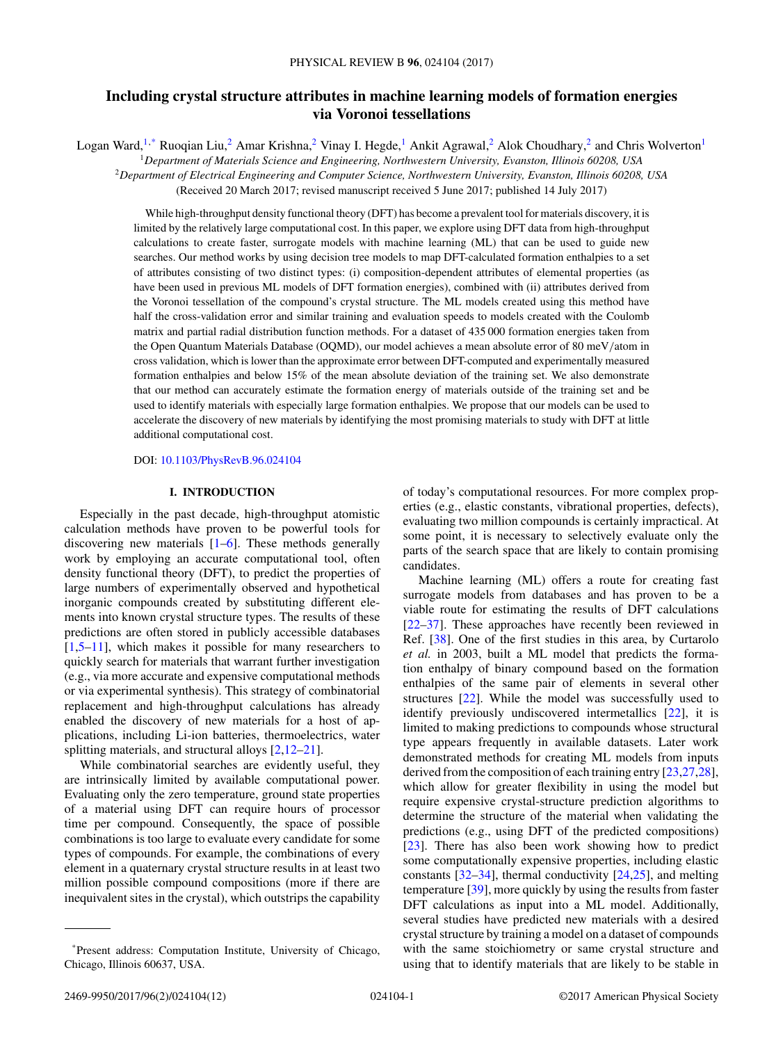# Including crystal structure attributes in machine learning models of formation energies via Voronoi tessellations

Logan Ward,[1,*] Ruoqian Liu,[2] Amar Krishna,[2] Vinay I. Hegde,[1] Ankit Agrawal,[2] Alok Choudhary,[2] and Chris Wolverton[1]

[1]*Department of Materials Science and Engineering, Northwestern University, Evanston, Illinois 60208, USA*

[2]*Department of Electrical Engineering and Computer Science, Northwestern University, Evanston, Illinois 60208, USA*

(Received 20 March 2017; revised manuscript received 5 June 2017; published 14 July 2017)

While high-throughput density functional theory (DFT) has become a prevalent tool for materials discovery, it is limited by the relatively large computational cost. In this paper, we explore using DFT data from high-throughput calculations to create faster, surrogate models with machine learning (ML) that can be used to guide new searches. Our method works by using decision tree models to map DFT-calculated formation enthalpies to a set of attributes consisting of two distinct types: (i) composition-dependent attributes of elemental properties (as have been used in previous ML models of DFT formation energies), combined with (ii) attributes derived from the Voronoi tessellation of the compound's crystal structure. The ML models created using this method have half the cross-validation error and similar training and evaluation speeds to models created with the Coulomb matrix and partial radial distribution function methods. For a dataset of 435 000 formation energies taken from the Open Quantum Materials Database (OQMD), our model achieves a mean absolute error of 80 meV/atom in cross validation, which is lower than the approximate error between DFT-computed and experimentally measured formation enthalpies and below 15% of the mean absolute deviation of the training set. We also demonstrate that our method can accurately estimate the formation energy of materials outside of the training set and be used to identify materials with especially large formation enthalpies. We propose that our models can be used to accelerate the discovery of new materials by identifying the most promising materials to study with DFT at little additional computational cost.

DOI: 10.1103/PhysRevB.96.024104

## I. INTRODUCTION

Especially in the past decade, high-throughput atomistic calculation methods have proven to be powerful tools for discovering new materials [1–6]. These methods generally work by employing an accurate computational tool, often density functional theory (DFT), to predict the properties of large numbers of experimentally observed and hypothetical inorganic compounds created by substituting different elements into known crystal structure types. The results of these predictions are often stored in publicly accessible databases [1,5–11], which makes it possible for many researchers to quickly search for materials that warrant further investigation (e.g., via more accurate and expensive computational methods or via experimental synthesis). This strategy of combinatorial replacement and high-throughput calculations has already enabled the discovery of new materials for a host of applications, including Li-ion batteries, thermoelectrics, water splitting materials, and structural alloys [2,12–21].

While combinatorial searches are evidently useful, they are intrinsically limited by available computational power. Evaluating only the zero temperature, ground state properties of a material using DFT can require hours of processor time per compound. Consequently, the space of possible combinations is too large to evaluate every candidate for some types of compounds. For example, the combinations of every element in a quaternary crystal structure results in at least two million possible compound compositions (more if there are inequivalent sites in the crystal), which outstrips the capability of today's computational resources. For more complex properties (e.g., elastic constants, vibrational properties, defects), evaluating two million compounds is certainly impractical. At some point, it is necessary to selectively evaluate only the parts of the search space that are likely to contain promising candidates.

Machine learning (ML) offers a route for creating fast surrogate models from databases and has proven to be a viable route for estimating the results of DFT calculations [22–37]. These approaches have recently been reviewed in Ref. [38]. One of the first studies in this area, by Curtarolo *et al.* in 2003, built a ML model that predicts the formation enthalpy of binary compound based on the formation enthalpies of the same pair of elements in several other structures [22]. While the model was successfully used to identify previously undiscovered intermetallics [22], it is limited to making predictions to compounds whose structural type appears frequently in available datasets. Later work demonstrated methods for creating ML models from inputs derived from the composition of each training entry [23,27,28], which allow for greater flexibility in using the model but require expensive crystal-structure prediction algorithms to determine the structure of the material when validating the predictions (e.g., using DFT of the predicted compositions) [23]. There has also been work showing how to predict some computationally expensive properties, including elastic constants [32–34], thermal conductivity [24,25], and melting temperature [39], more quickly by using the results from faster DFT calculations as input into a ML model. Additionally, several studies have predicted new materials with a desired crystal structure by training a model on a dataset of compounds with the same stoichiometry or same crystal structure and using that to identify materials that are likely to be stable in

*Present address: Computation Institute, University of Chicago, Chicago, Illinois 60637, USA.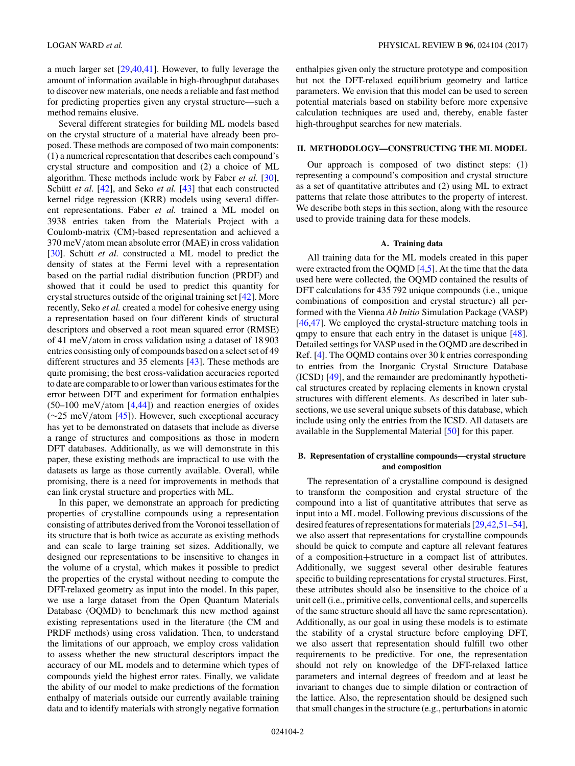a much larger set [29,40,41]. However, to fully leverage the amount of information available in high-throughput databases to discover new materials, one needs a reliable and fast method for predicting properties given any crystal structure—such a method remains elusive.

Several different strategies for building ML models based on the crystal structure of a material have already been proposed. These methods are composed of two main components: (1) a numerical representation that describes each compound's crystal structure and composition and (2) a choice of ML algorithm. These methods include work by Faber *et al.* [30], Schütt *et al.* [42], and Seko *et al.* [43] that each constructed kernel ridge regression (KRR) models using several different representations. Faber *et al.* trained a ML model on 3938 entries taken from the Materials Project with a Coulomb-matrix (CM)-based representation and achieved a 370 meV/atom mean absolute error (MAE) in cross validation [30]. Schütt *et al.* constructed a ML model to predict the density of states at the Fermi level with a representation based on the partial radial distribution function (PRDF) and showed that it could be used to predict this quantity for crystal structures outside of the original training set [42]. More recently, Seko *et al.* created a model for cohesive energy using a representation based on four different kinds of structural descriptors and observed a root mean squared error (RMSE) of 41 meV/atom in cross validation using a dataset of 18 903 entries consisting only of compounds based on a select set of 49 different structures and 35 elements [43]. These methods are quite promising; the best cross-validation accuracies reported to date are comparable to or lower than various estimates for the error between DFT and experiment for formation enthalpies (50–100 meV/atom [4,44]) and reaction energies of oxides ($\sim$25 meV/atom [45]). However, such exceptional accuracy has yet to be demonstrated on datasets that include as diverse a range of structures and compositions as those in modern DFT databases. Additionally, as we will demonstrate in this paper, these existing methods are impractical to use with the datasets as large as those currently available. Overall, while promising, there is a need for improvements in methods that can link crystal structure and properties with ML.

In this paper, we demonstrate an approach for predicting properties of crystalline compounds using a representation consisting of attributes derived from the Voronoi tessellation of its structure that is both twice as accurate as existing methods and can scale to large training set sizes. Additionally, we designed our representations to be insensitive to changes in the volume of a crystal, which makes it possible to predict the properties of the crystal without needing to compute the DFT-relaxed geometry as input into the model. In this paper, we use a large dataset from the Open Quantum Materials Database (OQMD) to benchmark this new method against existing representations used in the literature (the CM and PRDF methods) using cross validation. Then, to understand the limitations of our approach, we employ cross validation to assess whether the new structural descriptors impact the accuracy of our ML models and to determine which types of compounds yield the highest error rates. Finally, we validate the ability of our model to make predictions of the formation enthalpy of materials outside our currently available training data and to identify materials with strongly negative formation enthalpies given only the structure prototype and composition but not the DFT-relaxed equilibrium geometry and lattice parameters. We envision that this model can be used to screen potential materials based on stability before more expensive calculation techniques are used and, thereby, enable faster high-throughput searches for new materials.

## II. METHODOLOGY—CONSTRUCTING THE ML MODEL

Our approach is composed of two distinct steps: (1) representing a compound's composition and crystal structure as a set of quantitative attributes and (2) using ML to extract patterns that relate those attributes to the property of interest. We describe both steps in this section, along with the resource used to provide training data for these models.

### A. Training data

All training data for the ML models created in this paper were extracted from the OQMD [4,5]. At the time that the data used here were collected, the OQMD contained the results of DFT calculations for 435 792 unique compounds (i.e., unique combinations of composition and crystal structure) all performed with the Vienna *Ab Initio* Simulation Package (VASP) [46,47]. We employed the crystal-structure matching tools in qmpy to ensure that each entry in the dataset is unique [48]. Detailed settings for VASP used in the OQMD are described in Ref. [4]. The OQMD contains over 30 k entries corresponding to entries from the Inorganic Crystal Structure Database (ICSD) [49], and the remainder are predominantly hypothetical structures created by replacing elements in known crystal structures with different elements. As described in later subsections, we use several unique subsets of this database, which include using only the entries from the ICSD. All datasets are available in the Supplemental Material [50] for this paper.

### B. Representation of crystalline compounds—crystal structure and composition

The representation of a crystalline compound is designed to transform the composition and crystal structure of the compound into a list of quantitative attributes that serve as input into a ML model. Following previous discussions of the desired features of representations for materials [29,42,51–54], we also assert that representations for crystalline compounds should be quick to compute and capture all relevant features of a composition+structure in a compact list of attributes. Additionally, we suggest several other desirable features specific to building representations for crystal structures. First, these attributes should also be insensitive to the choice of a unit cell (i.e., primitive cells, conventional cells, and supercells of the same structure should all have the same representation). Additionally, as our goal in using these models is to estimate the stability of a crystal structure before employing DFT, we also assert that representation should fulfill two other requirements to be predictive. For one, the representation should not rely on knowledge of the DFT-relaxed lattice parameters and internal degrees of freedom and at least be invariant to changes due to simple dilation or contraction of the lattice. Also, the representation should be designed such that small changes in the structure (e.g., perturbations in atomic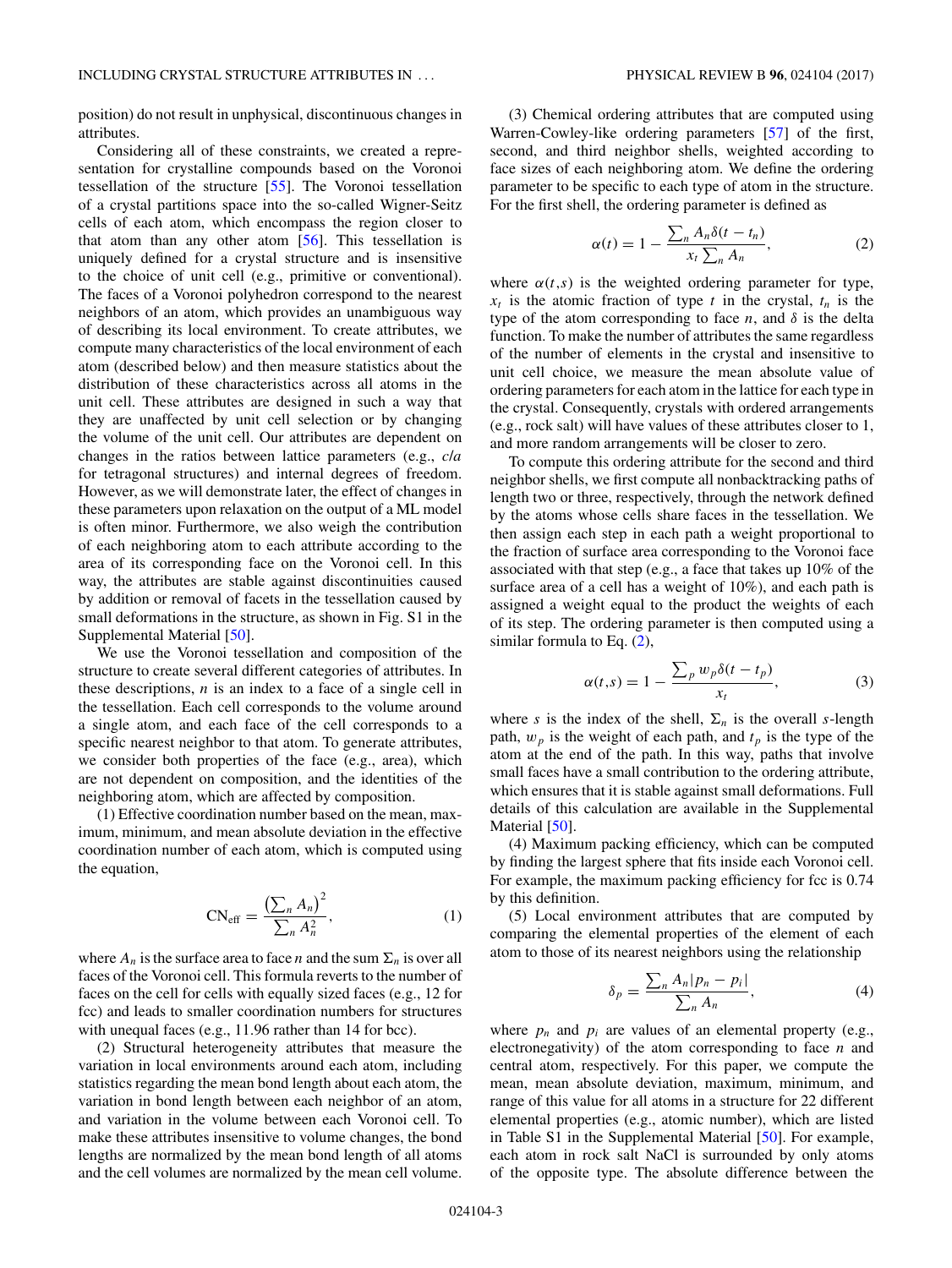position) do not result in unphysical, discontinuous changes in attributes.

Considering all of these constraints, we created a representation for crystalline compounds based on the Voronoi tessellation of the structure [55]. The Voronoi tessellation of a crystal partitions space into the so-called Wigner-Seitz cells of each atom, which encompass the region closer to that atom than any other atom [56]. This tessellation is uniquely defined for a crystal structure and is insensitive to the choice of unit cell (e.g., primitive or conventional). The faces of a Voronoi polyhedron correspond to the nearest neighbors of an atom, which provides an unambiguous way of describing its local environment. To create attributes, we compute many characteristics of the local environment of each atom (described below) and then measure statistics about the distribution of these characteristics across all atoms in the unit cell. These attributes are designed in such a way that they are unaffected by unit cell selection or by changing the volume of the unit cell. Our attributes are dependent on changes in the ratios between lattice parameters (e.g., $c/a$ for tetragonal structures) and internal degrees of freedom. However, as we will demonstrate later, the effect of changes in these parameters upon relaxation on the output of a ML model is often minor. Furthermore, we also weigh the contribution of each neighboring atom to each attribute according to the area of its corresponding face on the Voronoi cell. In this way, the attributes are stable against discontinuities caused by addition or removal of facets in the tessellation caused by small deformations in the structure, as shown in Fig. S1 in the Supplemental Material [50].

We use the Voronoi tessellation and composition of the structure to create several different categories of attributes. In these descriptions, $n$ is an index to a face of a single cell in the tessellation. Each cell corresponds to the volume around a single atom, and each face of the cell corresponds to a specific nearest neighbor to that atom. To generate attributes, we consider both properties of the face (e.g., area), which are not dependent on composition, and the identities of the neighboring atom, which are affected by composition.

(1) Effective coordination number based on the mean, maximum, minimum, and mean absolute deviation in the effective coordination number of each atom, which is computed using the equation,

$$\mathrm{CN}_{\mathrm{eff}} = \frac{\left(\sum_n A_n\right)^2}{\sum_n A_n^2}, \tag{1}$$

where $A_n$ is the surface area to face $n$ and the sum $\Sigma_n$ is over all faces of the Voronoi cell. This formula reverts to the number of faces on the cell for cells with equally sized faces (e.g., 12 for fcc) and leads to smaller coordination numbers for structures with unequal faces (e.g., 11.96 rather than 14 for bcc).

(2) Structural heterogeneity attributes that measure the variation in local environments around each atom, including statistics regarding the mean bond length about each atom, the variation in bond length between each neighbor of an atom, and variation in the volume between each Voronoi cell. To make these attributes insensitive to volume changes, the bond lengths are normalized by the mean bond length of all atoms and the cell volumes are normalized by the mean cell volume.

(3) Chemical ordering attributes that are computed using Warren-Cowley-like ordering parameters [57] of the first, second, and third neighbor shells, weighted according to face sizes of each neighboring atom. We define the ordering parameter to be specific to each type of atom in the structure. For the first shell, the ordering parameter is defined as

$$\alpha(t) = 1 - \frac{\sum_n A_n \delta(t - t_n)}{x_t \sum_n A_n}, \tag{2}$$

where $\alpha(t,s)$ is the weighted ordering parameter for type, $x_t$ is the atomic fraction of type $t$ in the crystal, $t_n$ is the type of the atom corresponding to face $n$, and $\delta$ is the delta function. To make the number of attributes the same regardless of the number of elements in the crystal and insensitive to unit cell choice, we measure the mean absolute value of ordering parameters for each atom in the lattice for each type in the crystal. Consequently, crystals with ordered arrangements (e.g., rock salt) will have values of these attributes closer to 1, and more random arrangements will be closer to zero.

To compute this ordering attribute for the second and third neighbor shells, we first compute all nonbacktracking paths of length two or three, respectively, through the network defined by the atoms whose cells share faces in the tessellation. We then assign each step in each path a weight proportional to the fraction of surface area corresponding to the Voronoi face associated with that step (e.g., a face that takes up 10% of the surface area of a cell has a weight of 10%), and each path is assigned a weight equal to the product the weights of each of its step. The ordering parameter is then computed using a similar formula to Eq. (2),

$$\alpha(t,s) = 1 - \frac{\sum_p w_p \delta(t - t_p)}{x_t}, \tag{3}$$

where $s$ is the index of the shell, $\Sigma_n$ is the overall $s$-length path, $w_p$ is the weight of each path, and $t_p$ is the type of the atom at the end of the path. In this way, paths that involve small faces have a small contribution to the ordering attribute, which ensures that it is stable against small deformations. Full details of this calculation are available in the Supplemental Material [50].

(4) Maximum packing efficiency, which can be computed by finding the largest sphere that fits inside each Voronoi cell. For example, the maximum packing efficiency for fcc is 0.74 by this definition.

(5) Local environment attributes that are computed by comparing the elemental properties of the element of each atom to those of its nearest neighbors using the relationship

$$\delta_p = \frac{\sum_n A_n |p_n - p_i|}{\sum_n A_n}, \tag{4}$$

where $p_n$ and $p_i$ are values of an elemental property (e.g., electronegativity) of the atom corresponding to face $n$ and central atom, respectively. For this paper, we compute the mean, mean absolute deviation, maximum, minimum, and range of this value for all atoms in a structure for 22 different elemental properties (e.g., atomic number), which are listed in Table S1 in the Supplemental Material [50]. For example, each atom in rock salt NaCl is surrounded by only atoms of the opposite type. The absolute difference between the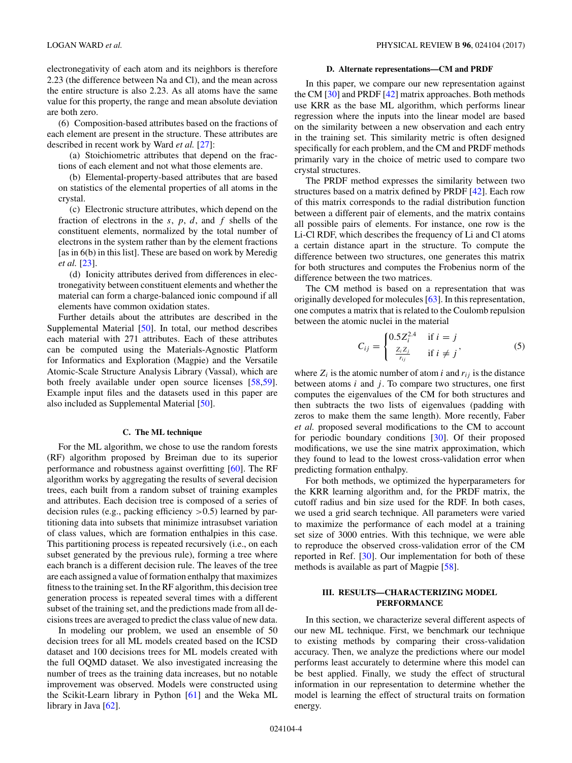electronegativity of each atom and its neighbors is therefore 2.23 (the difference between Na and Cl), and the mean across the entire structure is also 2.23. As all atoms have the same value for this property, the range and mean absolute deviation are both zero.

(6) Composition-based attributes based on the fractions of each element are present in the structure. These attributes are described in recent work by Ward *et al.* [27]:

(a) Stoichiometric attributes that depend on the fractions of each element and not what those elements are.

(b) Elemental-property-based attributes that are based on statistics of the elemental properties of all atoms in the crystal.

(c) Electronic structure attributes, which depend on the fraction of electrons in the $s$, $p$, $d$, and $f$ shells of the constituent elements, normalized by the total number of electrons in the system rather than by the element fractions [as in 6(b) in this list]. These are based on work by Meredig *et al.* [23].

(d) Ionicity attributes derived from differences in electronegativity between constituent elements and whether the material can form a charge-balanced ionic compound if all elements have common oxidation states.

Further details about the attributes are described in the Supplemental Material [50]. In total, our method describes each material with 271 attributes. Each of these attributes can be computed using the Materials-Agnostic Platform for Informatics and Exploration (Magpie) and the Versatile Atomic-Scale Structure Analysis Library (Vassal), which are both freely available under open source licenses [58,59]. Example input files and the datasets used in this paper are also included as Supplemental Material [50].

### C. The ML technique

For the ML algorithm, we chose to use the random forests (RF) algorithm proposed by Breiman due to its superior performance and robustness against overfitting [60]. The RF algorithm works by aggregating the results of several decision trees, each built from a random subset of training examples and attributes. Each decision tree is composed of a series of decision rules (e.g., packing efficiency $>0.5$) learned by partitioning data into subsets that minimize intrasubset variation of class values, which are formation enthalpies in this case. This partitioning process is repeated recursively (i.e., on each subset generated by the previous rule), forming a tree where each branch is a different decision rule. The leaves of the tree are each assigned a value of formation enthalpy that maximizes fitness to the training set. In the RF algorithm, this decision tree generation process is repeated several times with a different subset of the training set, and the predictions made from all decisions trees are averaged to predict the class value of new data.

In modeling our problem, we used an ensemble of 50 decision trees for all ML models created based on the ICSD dataset and 100 decisions trees for ML models created with the full OQMD dataset. We also investigated increasing the number of trees as the training data increases, but no notable improvement was observed. Models were constructed using the Scikit-Learn library in Python [61] and the Weka ML library in Java [62].

### D. Alternate representations—CM and PRDF

In this paper, we compare our new representation against the CM [30] and PRDF [42] matrix approaches. Both methods use KRR as the base ML algorithm, which performs linear regression where the inputs into the linear model are based on the similarity between a new observation and each entry in the training set. This similarity metric is often designed specifically for each problem, and the CM and PRDF methods primarily vary in the choice of metric used to compare two crystal structures.

The PRDF method expresses the similarity between two structures based on a matrix defined by PRDF [42]. Each row of this matrix corresponds to the radial distribution function between a different pair of elements, and the matrix contains all possible pairs of elements. For instance, one row is the Li-Cl RDF, which describes the frequency of Li and Cl atoms a certain distance apart in the structure. To compute the difference between two structures, one generates this matrix for both structures and computes the Frobenius norm of the difference between the two matrices.

The CM method is based on a representation that was originally developed for molecules [63]. In this representation, one computes a matrix that is related to the Coulomb repulsion between the atomic nuclei in the material

$$C_{ij} = \begin{cases} 0.5Z_i^{2.4} & \text{if } i = j \\ \frac{Z_i Z_j}{r_{ij}} & \text{if } i \neq j \end{cases}, \tag{5}$$

where $Z_i$ is the atomic number of atom $i$ and $r_{ij}$ is the distance between atoms $i$ and $j$. To compare two structures, one first computes the eigenvalues of the CM for both structures and then subtracts the two lists of eigenvalues (padding with zeros to make them the same length). More recently, Faber *et al.* proposed several modifications to the CM to account for periodic boundary conditions [30]. Of their proposed modifications, we use the sine matrix approximation, which they found to lead to the lowest cross-validation error when predicting formation enthalpy.

For both methods, we optimized the hyperparameters for the KRR learning algorithm and, for the PRDF matrix, the cutoff radius and bin size used for the RDF. In both cases, we used a grid search technique. All parameters were varied to maximize the performance of each model at a training set size of 3000 entries. With this technique, we were able to reproduce the observed cross-validation error of the CM reported in Ref. [30]. Our implementation for both of these methods is available as part of Magpie [58].

## III. RESULTS—CHARACTERIZING MODEL PERFORMANCE

In this section, we characterize several different aspects of our new ML technique. First, we benchmark our technique to existing methods by comparing their cross-validation accuracy. Then, we analyze the predictions where our model performs least accurately to determine where this model can be best applied. Finally, we study the effect of structural information in our representation to determine whether the model is learning the effect of structural traits on formation energy.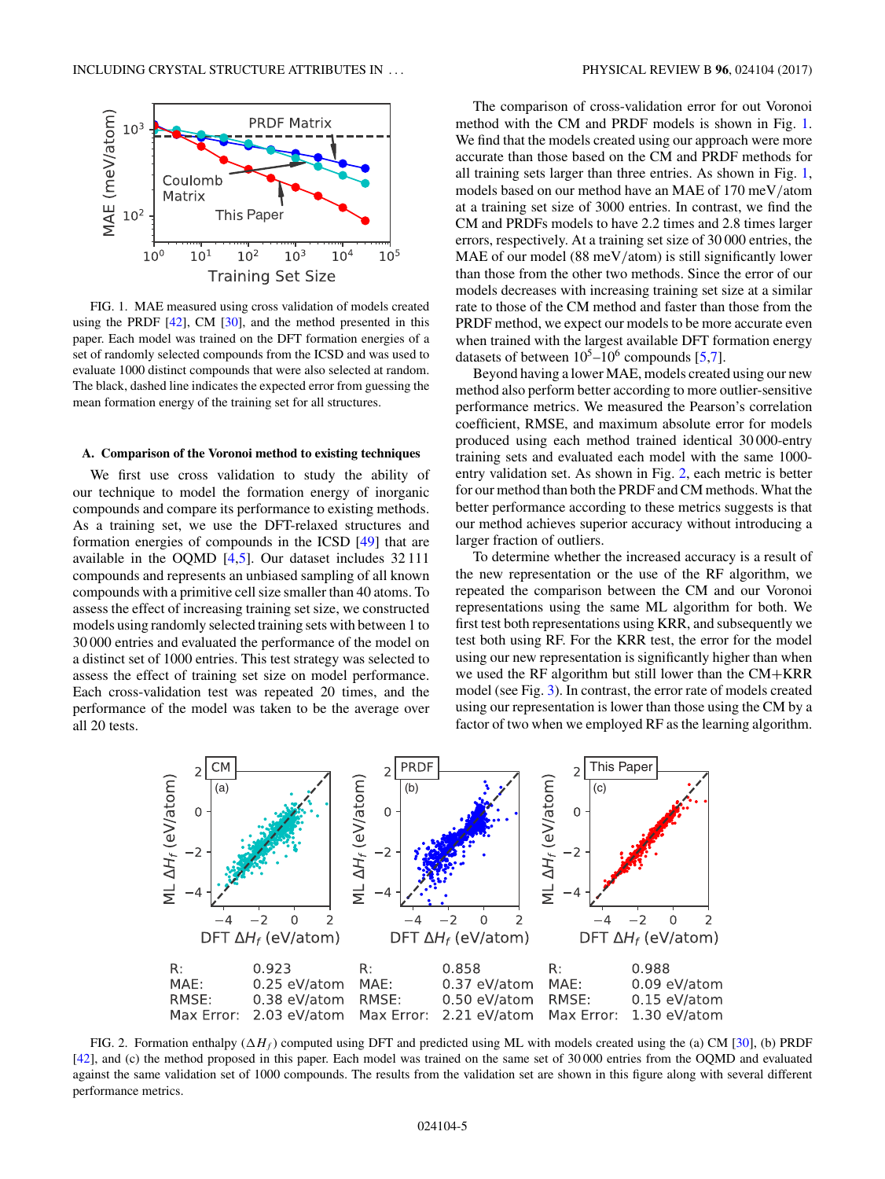FIG. 1. MAE measured using cross validation of models created using the PRDF [42], CM [30], and the method presented in this paper. Each model was trained on the DFT formation energies of a set of randomly selected compounds from the ICSD and was used to evaluate 1000 distinct compounds that were also selected at random. The black, dashed line indicates the expected error from guessing the mean formation energy of the training set for all structures.

### A. Comparison of the Voronoi method to existing techniques

We first use cross validation to study the ability of our technique to model the formation energy of inorganic compounds and compare its performance to existing methods. As a training set, we use the DFT-relaxed structures and formation energies of compounds in the ICSD [49] that are available in the OQMD [4,5]. Our dataset includes 32 111 compounds and represents an unbiased sampling of all known compounds with a primitive cell size smaller than 40 atoms. To assess the effect of increasing training set size, we constructed models using randomly selected training sets with between 1 to 30 000 entries and evaluated the performance of the model on a distinct set of 1000 entries. This test strategy was selected to assess the effect of training set size on model performance. Each cross-validation test was repeated 20 times, and the performance of the model was taken to be the average over all 20 tests.

The comparison of cross-validation error for out Voronoi method with the CM and PRDF models is shown in Fig. 1. We find that the models created using our approach were more accurate than those based on the CM and PRDF methods for all training sets larger than three entries. As shown in Fig. 1, models based on our method have an MAE of 170 meV/atom at a training set size of 3000 entries. In contrast, we find the CM and PRDFs models to have 2.2 times and 2.8 times larger errors, respectively. At a training set size of 30 000 entries, the MAE of our model (88 meV/atom) is still significantly lower than those from the other two methods. Since the error of our models decreases with increasing training set size at a similar rate to those of the CM method and faster than those from the PRDF method, we expect our models to be more accurate even when trained with the largest available DFT formation energy datasets of between $10^5$–$10^6$ compounds [5,7].

Beyond having a lower MAE, models created using our new method also perform better according to more outlier-sensitive performance metrics. We measured the Pearson's correlation coefficient, RMSE, and maximum absolute error for models produced using each method trained identical 30 000-entry training sets and evaluated each model with the same 1000-entry validation set. As shown in Fig. 2, each metric is better for our method than both the PRDF and CM methods. What the better performance according to these metrics suggests is that our method achieves superior accuracy without introducing a larger fraction of outliers.

To determine whether the increased accuracy is a result of the new representation or the use of the RF algorithm, we repeated the comparison between the CM and our Voronoi representations using the same ML algorithm for both. We first test both representations using KRR, and subsequently we test both using RF. For the KRR test, the error for the model using our new representation is significantly higher than when we used the RF algorithm but still lower than the CM+KRR model (see Fig. 3). In contrast, the error rate of models created using our representation is lower than those using the CM by a factor of two when we employed RF as the learning algorithm.

| | CM (a) | PRDF (b) | This Paper (c) |
|---|---|---|---|
| R: | 0.923 | 0.858 | 0.988 |
| MAE: | 0.25 eV/atom | 0.37 eV/atom | 0.09 eV/atom |
| RMSE: | 0.38 eV/atom | 0.50 eV/atom | 0.15 eV/atom |
| Max Error: | 2.03 eV/atom | 2.21 eV/atom | 1.30 eV/atom |

FIG. 2. Formation enthalpy ($\Delta H_f$) computed using DFT and predicted using ML with models created using the (a) CM [30], (b) PRDF [42], and (c) the method proposed in this paper. Each model was trained on the same set of 30 000 entries from the OQMD and evaluated against the same validation set of 1000 compounds. The results from the validation set are shown in this figure along with several different performance metrics.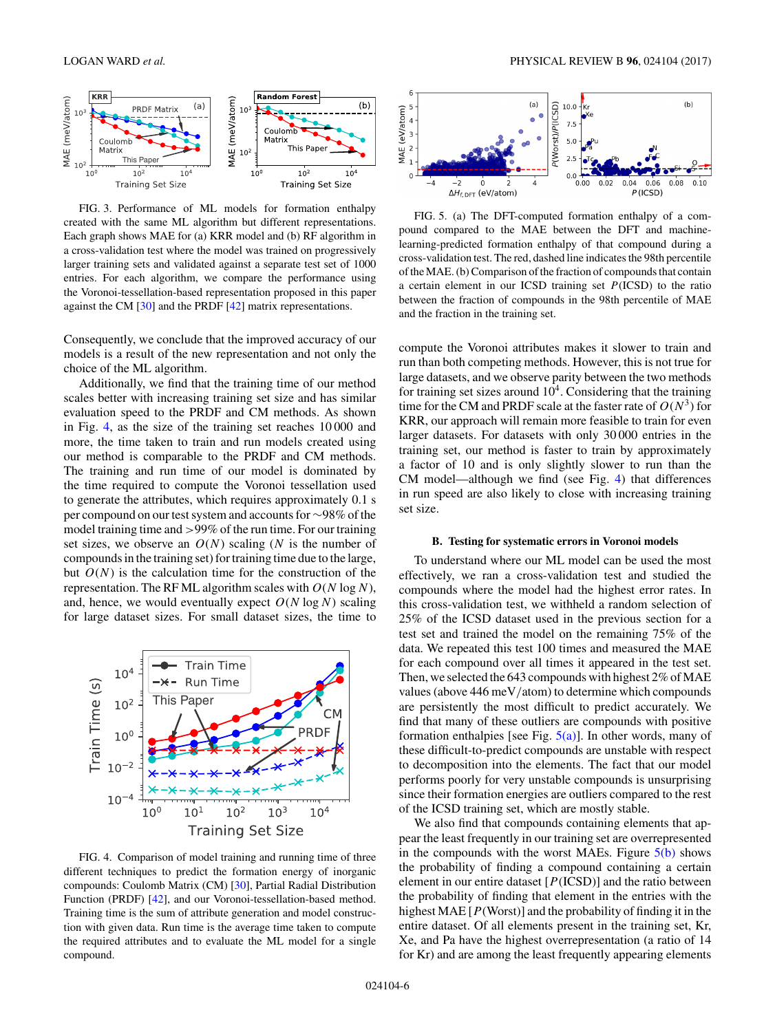FIG. 3. Performance of ML models for formation enthalpy created with the same ML algorithm but different representations. Each graph shows MAE for (a) KRR model and (b) RF algorithm in a cross-validation test where the model was trained on progressively larger training sets and validated against a separate test set of 1000 entries. For each algorithm, we compare the performance using the Voronoi-tessellation-based representation proposed in this paper against the CM [30] and the PRDF [42] matrix representations.

Consequently, we conclude that the improved accuracy of our models is a result of the new representation and not only the choice of the ML algorithm.

Additionally, we find that the training time of our method scales better with increasing training set size and has similar evaluation speed to the PRDF and CM methods. As shown in Fig. 4, as the size of the training set reaches 10 000 and more, the time taken to train and run models created using our method is comparable to the PRDF and CM methods. The training and run time of our model is dominated by the time required to compute the Voronoi tessellation used to generate the attributes, which requires approximately 0.1 s per compound on our test system and accounts for ∼98% of the model training time and >99% of the run time. For our training set sizes, we observe an $O(N)$ scaling ($N$ is the number of compounds in the training set) for training time due to the large, but $O(N)$ is the calculation time for the construction of the representation. The RF ML algorithm scales with $O(N \log N)$, and, hence, we would eventually expect $O(N \log N)$ scaling for large dataset sizes. For small dataset sizes, the time to compute the Voronoi attributes makes it slower to train and run than both competing methods. However, this is not true for large datasets, and we observe parity between the two methods for training set sizes around $10^4$. Considering that the training time for the CM and PRDF scale at the faster rate of $O(N^3)$ for KRR, our approach will remain more feasible to train for even larger datasets. For datasets with only 30 000 entries in the training set, our method is faster to train by approximately a factor of 10 and is only slightly slower to run than the CM model—although we find (see Fig. 4) that differences in run speed are also likely to close with increasing training set size.

FIG. 4. Comparison of model training and running time of three different techniques to predict the formation energy of inorganic compounds: Coulomb Matrix (CM) [30], Partial Radial Distribution Function (PRDF) [42], and our Voronoi-tessellation-based method. Training time is the sum of attribute generation and model construction with given data. Run time is the average time taken to compute the required attributes and to evaluate the ML model for a single compound.

FIG. 5. (a) The DFT-computed formation enthalpy of a compound compared to the MAE between the DFT and machine-learning-predicted formation enthalpy of that compound during a cross-validation test. The red, dashed line indicates the 98th percentile of the MAE. (b) Comparison of the fraction of compounds that contain a certain element in our ICSD training set $P$(ICSD) to the ratio between the fraction of compounds in the 98th percentile of MAE and the fraction in the training set.

### B. Testing for systematic errors in Voronoi models

To understand where our ML model can be used the most effectively, we ran a cross-validation test and studied the compounds where the model had the highest error rates. In this cross-validation test, we withheld a random selection of 25% of the ICSD dataset used in the previous section for a test set and trained the model on the remaining 75% of the data. We repeated this test 100 times and measured the MAE for each compound over all times it appeared in the test set. Then, we selected the 643 compounds with highest 2% of MAE values (above 446 meV/atom) to determine which compounds are persistently the most difficult to predict accurately. We find that many of these outliers are compounds with positive formation enthalpies [see Fig. 5(a)]. In other words, many of these difficult-to-predict compounds are unstable with respect to decomposition into the elements. The fact that our model performs poorly for very unstable compounds is unsurprising since their formation energies are outliers compared to the rest of the ICSD training set, which are mostly stable.

We also find that compounds containing elements that appear the least frequently in our training set are overrepresented in the compounds with the worst MAEs. Figure 5(b) shows the probability of finding a compound containing a certain element in our entire dataset [$P$(ICSD)] and the ratio between the probability of finding that element in the entries with the highest MAE [$P$(Worst)] and the probability of finding it in the entire dataset. Of all elements present in the training set, Kr, Xe, and Pa have the highest overrepresentation (a ratio of 14 for Kr) and are among the least frequently appearing elements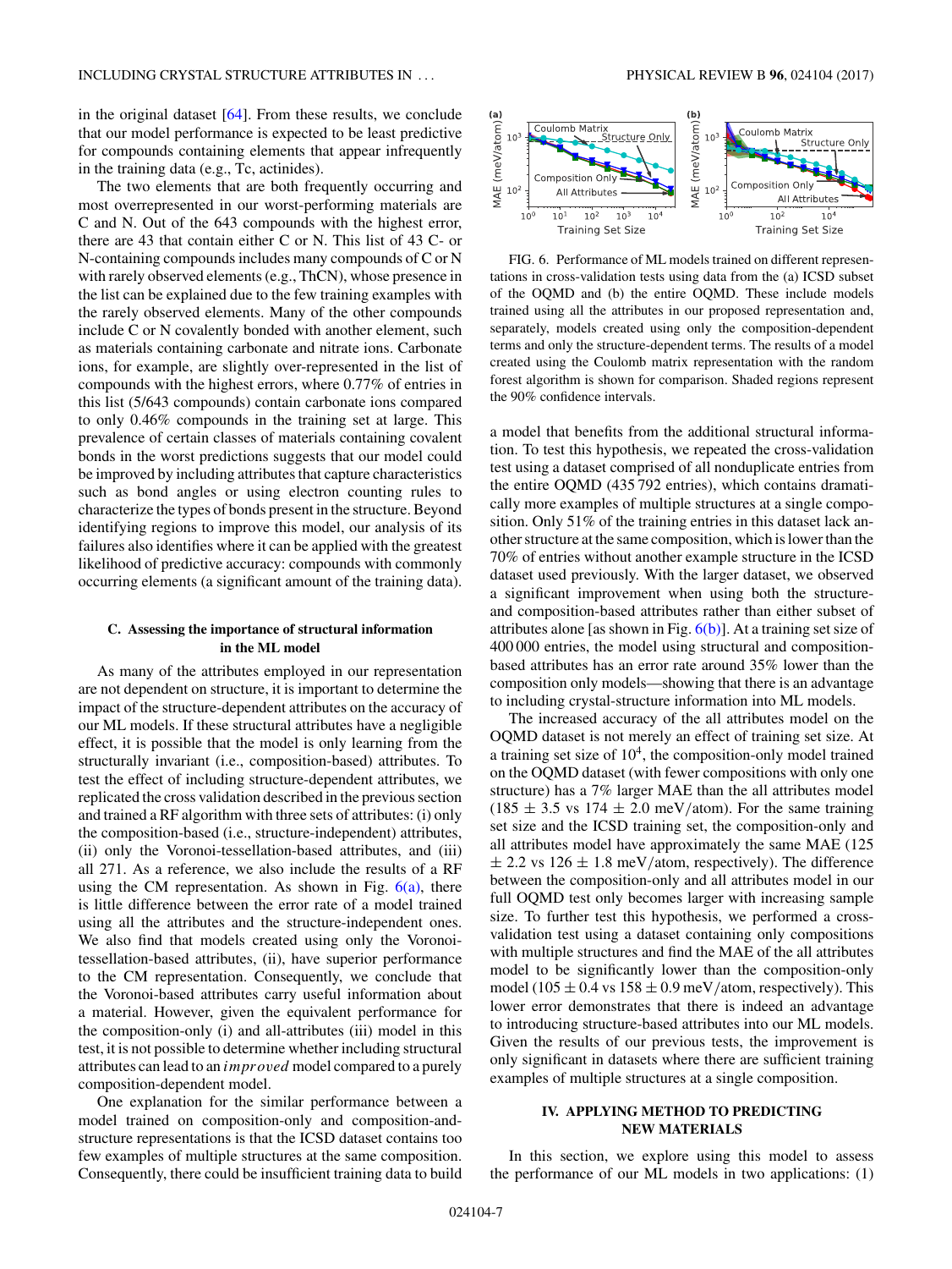in the original dataset [64]. From these results, we conclude that our model performance is expected to be least predictive for compounds containing elements that appear infrequently in the training data (e.g., Tc, actinides).

The two elements that are both frequently occurring and most overrepresented in our worst-performing materials are C and N. Out of the 643 compounds with the highest error, there are 43 that contain either C or N. This list of 43 C- or N-containing compounds includes many compounds of C or N with rarely observed elements (e.g., ThCN), whose presence in the list can be explained due to the few training examples with the rarely observed elements. Many of the other compounds include C or N covalently bonded with another element, such as materials containing carbonate and nitrate ions. Carbonate ions, for example, are slightly over-represented in the list of compounds with the highest errors, where 0.77% of entries in this list (5/643 compounds) contain carbonate ions compared to only 0.46% compounds in the training set at large. This prevalence of certain classes of materials containing covalent bonds in the worst predictions suggests that our model could be improved by including attributes that capture characteristics such as bond angles or using electron counting rules to characterize the types of bonds present in the structure. Beyond identifying regions to improve this model, our analysis of its failures also identifies where it can be applied with the greatest likelihood of predictive accuracy: compounds with commonly occurring elements (a significant amount of the training data).

### C. Assessing the importance of structural information in the ML model

As many of the attributes employed in our representation are not dependent on structure, it is important to determine the impact of the structure-dependent attributes on the accuracy of our ML models. If these structural attributes have a negligible effect, it is possible that the model is only learning from the structurally invariant (i.e., composition-based) attributes. To test the effect of including structure-dependent attributes, we replicated the cross validation described in the previous section and trained a RF algorithm with three sets of attributes: (i) only the composition-based (i.e., structure-independent) attributes, (ii) only the Voronoi-tessellation-based attributes, and (iii) all 271. As a reference, we also include the results of a RF using the CM representation. As shown in Fig. 6(a), there is little difference between the error rate of a model trained using all the attributes and the structure-independent ones. We also find that models created using only the Voronoi-tessellation-based attributes, (ii), have superior performance to the CM representation. Consequently, we conclude that the Voronoi-based attributes carry useful information about a material. However, given the equivalent performance for the composition-only (i) and all-attributes (iii) model in this test, it is not possible to determine whether including structural attributes can lead to an *improved* model compared to a purely composition-dependent model.

One explanation for the similar performance between a model trained on composition-only and composition-and-structure representations is that the ICSD dataset contains too few examples of multiple structures at the same composition. Consequently, there could be insufficient training data to build a model that benefits from the additional structural information. To test this hypothesis, we repeated the cross-validation test using a dataset comprised of all nonduplicate entries from the entire OQMD (435 792 entries), which contains dramatically more examples of multiple structures at a single composition. Only 51% of the training entries in this dataset lack another structure at the same composition, which is lower than the 70% of entries without another example structure in the ICSD dataset used previously. With the larger dataset, we observed a significant improvement when using both the structure- and composition-based attributes rather than either subset of attributes alone [as shown in Fig. 6(b)]. At a training set size of 400 000 entries, the model using structural and composition-based attributes has an error rate around 35% lower than the composition only models—showing that there is an advantage to including crystal-structure information into ML models.

FIG. 6. Performance of ML models trained on different representations in cross-validation tests using data from the (a) ICSD subset of the OQMD and (b) the entire OQMD. These include models trained using all the attributes in our proposed representation and, separately, models created using only the composition-dependent terms and only the structure-dependent terms. The results of a model created using the Coulomb matrix representation with the random forest algorithm is shown for comparison. Shaded regions represent the 90% confidence intervals.

The increased accuracy of the all attributes model on the OQMD dataset is not merely an effect of training set size. At a training set size of $10^4$, the composition-only model trained on the OQMD dataset (with fewer compositions with only one structure) has a 7% larger MAE than the all attributes model ($185 \pm 3.5$ vs $174 \pm 2.0$ meV/atom). For the same training set size and the ICSD training set, the composition-only and all attributes model have approximately the same MAE (125 $\pm$ 2.2 vs 126 $\pm$ 1.8 meV/atom, respectively). The difference between the composition-only and all attributes model in our full OQMD test only becomes larger with increasing sample size. To further test this hypothesis, we performed a cross-validation test using a dataset containing only compositions with multiple structures and find the MAE of the all attributes model to be significantly lower than the composition-only model ($105 \pm 0.4$ vs $158 \pm 0.9$ meV/atom, respectively). This lower error demonstrates that there is indeed an advantage to introducing structure-based attributes into our ML models. Given the results of our previous tests, the improvement is only significant in datasets where there are sufficient training examples of multiple structures at a single composition.

## IV. APPLYING METHOD TO PREDICTING NEW MATERIALS

In this section, we explore using this model to assess the performance of our ML models in two applications: (1)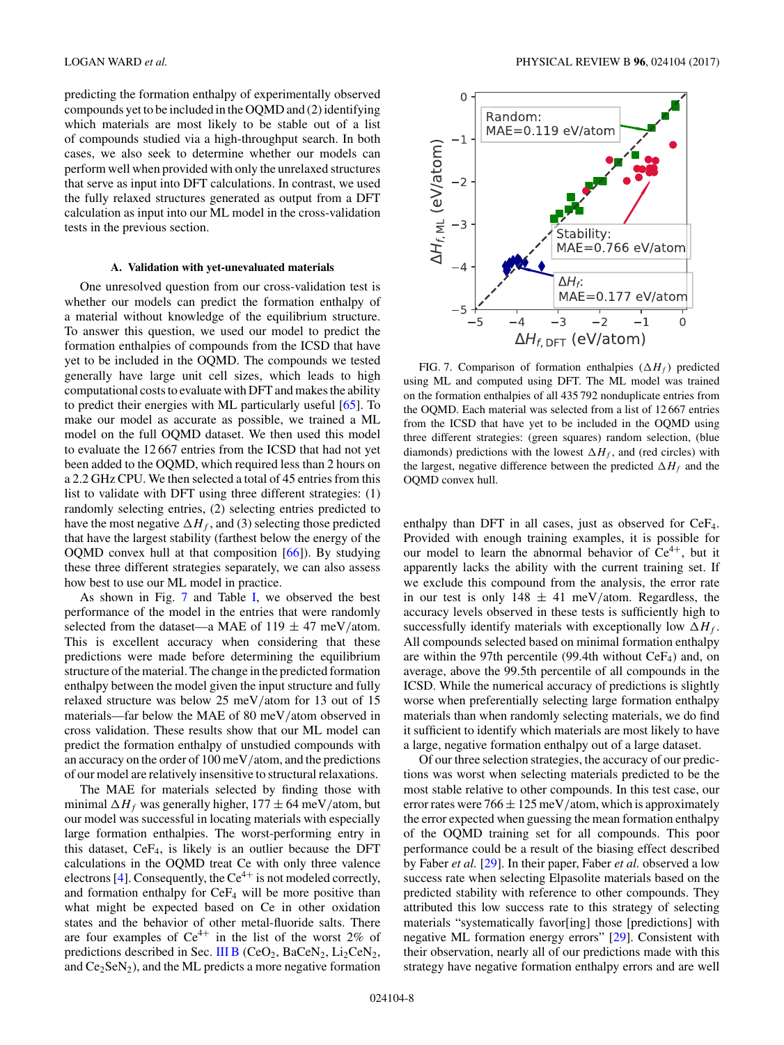predicting the formation enthalpy of experimentally observed compounds yet to be included in the OQMD and (2) identifying which materials are most likely to be stable out of a list of compounds studied via a high-throughput search. In both cases, we also seek to determine whether our models can perform well when provided with only the unrelaxed structures that serve as input into DFT calculations. In contrast, we used the fully relaxed structures generated as output from a DFT calculation as input into our ML model in the cross-validation tests in the previous section.

### A. Validation with yet-unevaluated materials

One unresolved question from our cross-validation test is whether our models can predict the formation enthalpy of a material without knowledge of the equilibrium structure. To answer this question, we used our model to predict the formation enthalpies of compounds from the ICSD that have yet to be included in the OQMD. The compounds we tested generally have large unit cell sizes, which leads to high computational costs to evaluate with DFT and makes the ability to predict their energies with ML particularly useful [65]. To make our model as accurate as possible, we trained a ML model on the full OQMD dataset. We then used this model to evaluate the 12 667 entries from the ICSD that had not yet been added to the OQMD, which required less than 2 hours on a 2.2 GHz CPU. We then selected a total of 45 entries from this list to validate with DFT using three different strategies: (1) randomly selecting entries, (2) selecting entries predicted to have the most negative $\Delta H_f$, and (3) selecting those predicted that have the largest stability (farthest below the energy of the OQMD convex hull at that composition [66]). By studying these three different strategies separately, we can also assess how best to use our ML model in practice.

As shown in Fig. 7 and Table I, we observed the best performance of the model in the entries that were randomly selected from the dataset—a MAE of 119 ± 47 meV/atom. This is excellent accuracy when considering that these predictions were made before determining the equilibrium structure of the material. The change in the predicted formation enthalpy between the model given the input structure and fully relaxed structure was below 25 meV/atom for 13 out of 15 materials—far below the MAE of 80 meV/atom observed in cross validation. These results show that our ML model can predict the formation enthalpy of unstudied compounds with an accuracy on the order of 100 meV/atom, and the predictions of our model are relatively insensitive to structural relaxations.

The MAE for materials selected by finding those with minimal $\Delta H_f$ was generally higher, 177 ± 64 meV/atom, but our model was successful in locating materials with especially large formation enthalpies. The worst-performing entry in this dataset, $CeF_4$, is likely is an outlier because the DFT calculations in the OQMD treat Ce with only three valence electrons [4]. Consequently, the $Ce^{4+}$ is not modeled correctly, and formation enthalpy for $CeF_4$ will be more positive than what might be expected based on Ce in other oxidation states and the behavior of other metal-fluoride salts. There are four examples of $Ce^{4+}$ in the list of the worst 2% of predictions described in Sec. III B ($CeO_2$, $BaCeN_2$, $Li_2CeN_2$, and $Ce_2SeN_2$), and the ML predicts a more negative formation enthalpy than DFT in all cases, just as observed for $CeF_4$. Provided with enough training examples, it is possible for our model to learn the abnormal behavior of $Ce^{4+}$, but it apparently lacks the ability with the current training set. If we exclude this compound from the analysis, the error rate in our test is only 148 ± 41 meV/atom. Regardless, the accuracy levels observed in these tests is sufficiently high to successfully identify materials with exceptionally low $\Delta H_f$. All compounds selected based on minimal formation enthalpy are within the 97th percentile (99.4th without $CeF_4$) and, on average, above the 99.5th percentile of all compounds in the ICSD. While the numerical accuracy of predictions is slightly worse when preferentially selecting large formation enthalpy materials than when randomly selecting materials, we do find it sufficient to identify which materials are most likely to have a large, negative formation enthalpy out of a large dataset.

FIG. 7. Comparison of formation enthalpies ($\Delta H_f$) predicted using ML and computed using DFT. The ML model was trained on the formation enthalpies of all 435 792 nonduplicate entries from the OQMD. Each material was selected from a list of 12 667 entries from the ICSD that have yet to be included in the OQMD using three different strategies: (green squares) random selection, (blue diamonds) predictions with the lowest $\Delta H_f$, and (red circles) with the largest, negative difference between the predicted $\Delta H_f$ and the OQMD convex hull.

Of our three selection strategies, the accuracy of our predictions was worst when selecting materials predicted to be the most stable relative to other compounds. In this test case, our error rates were 766 ± 125 meV/atom, which is approximately the error expected when guessing the mean formation enthalpy of the OQMD training set for all compounds. This poor performance could be a result of the biasing effect described by Faber *et al.* [29]. In their paper, Faber *et al.* observed a low success rate when selecting Elpasolite materials based on the predicted stability with reference to other compounds. They attributed this low success rate to this strategy of selecting materials "systematically favor[ing] those [predictions] with negative ML formation energy errors" [29]. Consistent with their observation, nearly all of our predictions made with this strategy have negative formation enthalpy errors and are well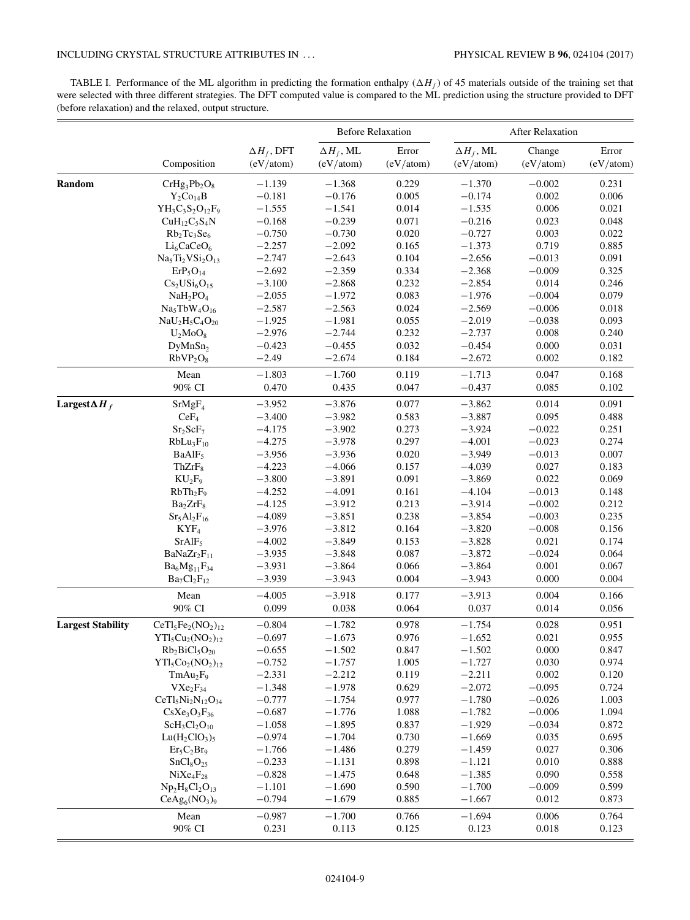TABLE I. Performance of the ML algorithm in predicting the formation enthalpy ($\Delta H_f$) of 45 materials outside of the training set that were selected with three different strategies. The DFT computed value is compared to the ML prediction using the structure provided to DFT (before relaxation) and the relaxed, output structure.

| | | | Before Relaxation | | After Relaxation | | |
|---|---|---|---|---|---|---|---|
| | Composition | $\Delta H_f$, DFT (eV/atom) | $\Delta H_f$, ML (eV/atom) | Error (eV/atom) | $\Delta H_f$, ML (eV/atom) | Change (eV/atom) | Error (eV/atom) |
| **Random** | $CrHg_3Pb_2O_8$ | −1.139 | −1.368 | 0.229 | −1.370 | −0.002 | 0.231 |
| | $Y_2Co_{14}B$ | −0.181 | −0.176 | 0.005 | −0.174 | 0.002 | 0.006 |
| | $YH_3C_3S_2O_{12}F_9$ | −1.555 | −1.541 | 0.014 | −1.535 | 0.006 | 0.021 |
| | $CuH_{12}C_5S_4N$ | −0.168 | −0.239 | 0.071 | −0.216 | 0.023 | 0.048 |
| | $Rb_2Tc_3Se_6$ | −0.750 | −0.730 | 0.020 | −0.727 | 0.003 | 0.022 |
| | $Li_6CaCeO_6$ | −2.257 | −2.092 | 0.165 | −1.373 | 0.719 | 0.885 |
| | $Na_5Ti_2VSi_2O_{13}$ | −2.747 | −2.643 | 0.104 | −2.656 | −0.013 | 0.091 |
| | $ErP_5O_{14}$ | −2.692 | −2.359 | 0.334 | −2.368 | −0.009 | 0.325 |
| | $Cs_2USi_6O_{15}$ | −3.100 | −2.868 | 0.232 | −2.854 | 0.014 | 0.246 |
| | $NaH_2PO_4$ | −2.055 | −1.972 | 0.083 | −1.976 | −0.004 | 0.079 |
| | $Na_5TbW_4O_{16}$ | −2.587 | −2.563 | 0.024 | −2.569 | −0.006 | 0.018 |
| | $NaU_2H_5C_4O_{20}$ | −1.925 | −1.981 | 0.055 | −2.019 | −0.038 | 0.093 |
| | $U_2MoO_8$ | −2.976 | −2.744 | 0.232 | −2.737 | 0.008 | 0.240 |
| | $DyMnSn_2$ | −0.423 | −0.455 | 0.032 | −0.454 | 0.000 | 0.031 |
| | $RbVP_2O_8$ | −2.49 | −2.674 | 0.184 | −2.672 | 0.002 | 0.182 |
| | Mean | −1.803 | −1.760 | 0.119 | −1.713 | 0.047 | 0.168 |
| | 90% CI | 0.470 | 0.435 | 0.047 | −0.437 | 0.085 | 0.102 |
| **Largest $\Delta H_f$** | $SrMgF_4$ | −3.952 | −3.876 | 0.077 | −3.862 | 0.014 | 0.091 |
| | $CeF_4$ | −3.400 | −3.982 | 0.583 | −3.887 | 0.095 | 0.488 |
| | $Sr_2ScF_7$ | −4.175 | −3.902 | 0.273 | −3.924 | −0.022 | 0.251 |
| | $RbLu_3F_{10}$ | −4.275 | −3.978 | 0.297 | −4.001 | −0.023 | 0.274 |
| | $BaAlF_5$ | −3.956 | −3.936 | 0.020 | −3.949 | −0.013 | 0.007 |
| | $ThZrF_8$ | −4.223 | −4.066 | 0.157 | −4.039 | 0.027 | 0.183 |
| | $KU_2F_9$ | −3.800 | −3.891 | 0.091 | −3.869 | 0.022 | 0.069 |
| | $RbTh_2F_9$ | −4.252 | −4.091 | 0.161 | −4.104 | −0.013 | 0.148 |
| | $Ba_2ZrF_8$ | −4.125 | −3.912 | 0.213 | −3.914 | −0.002 | 0.212 |
| | $Sr_5Al_2F_{16}$ | −4.089 | −3.851 | 0.238 | −3.854 | −0.003 | 0.235 |
| | $KYF_4$ | −3.976 | −3.812 | 0.164 | −3.820 | −0.008 | 0.156 |
| | $SrAlF_5$ | −4.002 | −3.849 | 0.153 | −3.828 | 0.021 | 0.174 |
| | $BaNaZr_2F_{11}$ | −3.935 | −3.848 | 0.087 | −3.872 | −0.024 | 0.064 |
| | $Ba_6Mg_{11}F_{34}$ | −3.931 | −3.864 | 0.066 | −3.864 | 0.001 | 0.067 |
| | $Ba_7Cl_2F_{12}$ | −3.939 | −3.943 | 0.004 | −3.943 | 0.000 | 0.004 |
| | Mean | −4.005 | −3.918 | 0.177 | −3.913 | 0.004 | 0.166 |
| | 90% CI | 0.099 | 0.038 | 0.064 | 0.037 | 0.014 | 0.056 |
| **Largest Stability** | $CeTl_5Fe_2(NO_2)_{12}$ | −0.804 | −1.782 | 0.978 | −1.754 | 0.028 | 0.951 |
| | $YTl_5Cu_2(NO_2)_{12}$ | −0.697 | −1.673 | 0.976 | −1.652 | 0.021 | 0.955 |
| | $Rb_2BiCl_5O_{20}$ | −0.655 | −1.502 | 0.847 | −1.502 | 0.000 | 0.847 |
| | $YTl_5Co_2(NO_2)_{12}$ | −0.752 | −1.757 | 1.005 | −1.727 | 0.030 | 0.974 |
| | $TmAu_2F_9$ | −2.331 | −2.212 | 0.119 | −2.211 | 0.002 | 0.120 |
| | $VXe_2F_{34}$ | −1.348 | −1.978 | 0.629 | −2.072 | −0.095 | 0.724 |
| | $CeTl_5Ni_2N_{12}O_{34}$ | −0.777 | −1.754 | 0.977 | −1.780 | −0.026 | 1.003 |
| | $CsXe_3O_3F_{36}$ | −0.687 | −1.776 | 1.088 | −1.782 | −0.006 | 1.094 |
| | $ScH_3Cl_2O_{10}$ | −1.058 | −1.895 | 0.837 | −1.929 | −0.034 | 0.872 |
| | $Lu(H_2ClO_3)_5$ | −0.974 | −1.704 | 0.730 | −1.669 | 0.035 | 0.695 |
| | $Er_5C_2Br_9$ | −1.766 | −1.486 | 0.279 | −1.459 | 0.027 | 0.306 |
| | $SnCl_8O_{25}$ | −0.233 | −1.131 | 0.898 | −1.121 | 0.010 | 0.888 |
| | $NiXe_4F_{28}$ | −0.828 | −1.475 | 0.648 | −1.385 | 0.090 | 0.558 |
| | $Np_2H_8Cl_2O_{13}$ | −1.101 | −1.690 | 0.590 | −1.700 | −0.009 | 0.599 |
| | $CeAg_6(NO_3)_9$ | −0.794 | −1.679 | 0.885 | −1.667 | 0.012 | 0.873 |
| | Mean | −0.987 | −1.700 | 0.766 | −1.694 | 0.006 | 0.764 |
| | 90% CI | 0.231 | 0.113 | 0.125 | 0.123 | 0.018 | 0.123 |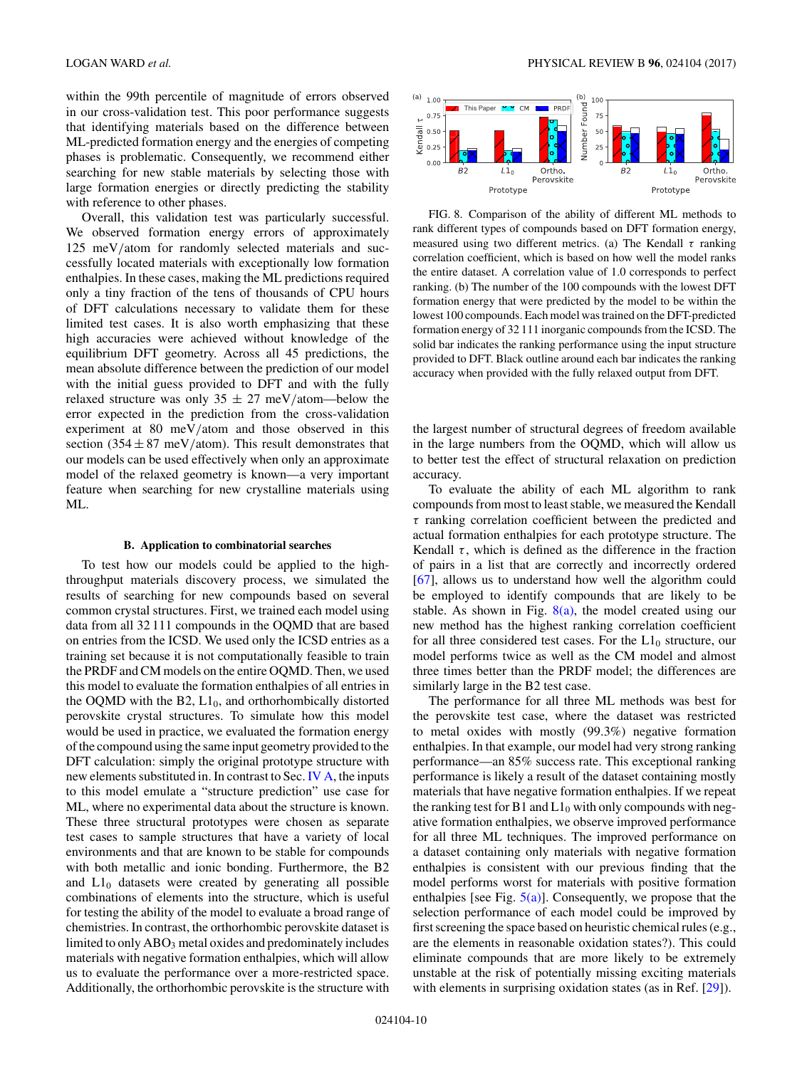within the 99th percentile of magnitude of errors observed in our cross-validation test. This poor performance suggests that identifying materials based on the difference between ML-predicted formation energy and the energies of competing phases is problematic. Consequently, we recommend either searching for new stable materials by selecting those with large formation energies or directly predicting the stability with reference to other phases.

Overall, this validation test was particularly successful. We observed formation energy errors of approximately 125 meV/atom for randomly selected materials and successfully located materials with exceptionally low formation enthalpies. In these cases, making the ML predictions required only a tiny fraction of the tens of thousands of CPU hours of DFT calculations necessary to validate them for these limited test cases. It is also worth emphasizing that these high accuracies were achieved without knowledge of the equilibrium DFT geometry. Across all 45 predictions, the mean absolute difference between the prediction of our model with the initial guess provided to DFT and with the fully relaxed structure was only $35 \pm 27$ meV/atom—below the error expected in the prediction from the cross-validation experiment at 80 meV/atom and those observed in this section ($354 \pm 87$ meV/atom). This result demonstrates that our models can be used effectively when only an approximate model of the relaxed geometry is known—a very important feature when searching for new crystalline materials using ML.

### B. Application to combinatorial searches

To test how our models could be applied to the high-throughput materials discovery process, we simulated the results of searching for new compounds based on several common crystal structures. First, we trained each model using data from all 32 111 compounds in the OQMD that are based on entries from the ICSD. We used only the ICSD entries as a training set because it is not computationally feasible to train the PRDF and CM models on the entire OQMD. Then, we used this model to evaluate the formation enthalpies of all entries in the OQMD with the B2, $L1_0$, and orthorhombically distorted perovskite crystal structures. To simulate how this model would be used in practice, we evaluated the formation energy of the compound using the same input geometry provided to the DFT calculation: simply the original prototype structure with new elements substituted in. In contrast to Sec. IV A, the inputs to this model emulate a "structure prediction" use case for ML, where no experimental data about the structure is known. These three structural prototypes were chosen as separate test cases to sample structures that have a variety of local environments and that are known to be stable for compounds with both metallic and ionic bonding. Furthermore, the B2 and $L1_0$ datasets were created by generating all possible combinations of elements into the structure, which is useful for testing the ability of the model to evaluate a broad range of chemistries. In contrast, the orthorhombic perovskite dataset is limited to only $ABO_3$ metal oxides and predominately includes materials with negative formation enthalpies, which will allow us to evaluate the performance over a more-restricted space. Additionally, the orthorhombic perovskite is the structure with the largest number of structural degrees of freedom available in the large numbers from the OQMD, which will allow us to better test the effect of structural relaxation on prediction accuracy.

FIG. 8. Comparison of the ability of different ML methods to rank different types of compounds based on DFT formation energy, measured using two different metrics. (a) The Kendall $\tau$ ranking correlation coefficient, which is based on how well the model ranks the entire dataset. A correlation value of 1.0 corresponds to perfect ranking. (b) The number of the 100 compounds with the lowest DFT formation energy that were predicted by the model to be within the lowest 100 compounds. Each model was trained on the DFT-predicted formation energy of 32 111 inorganic compounds from the ICSD. The solid bar indicates the ranking performance using the input structure provided to DFT. Black outline around each bar indicates the ranking accuracy when provided with the fully relaxed output from DFT.

To evaluate the ability of each ML algorithm to rank compounds from most to least stable, we measured the Kendall $\tau$ ranking correlation coefficient between the predicted and actual formation enthalpies for each prototype structure. The Kendall $\tau$, which is defined as the difference in the fraction of pairs in a list that are correctly and incorrectly ordered [67], allows us to understand how well the algorithm could be employed to identify compounds that are likely to be stable. As shown in Fig. 8(a), the model created using our new method has the highest ranking correlation coefficient for all three considered test cases. For the $L1_0$ structure, our model performs twice as well as the CM model and almost three times better than the PRDF model; the differences are similarly large in the B2 test case.

The performance for all three ML methods was best for the perovskite test case, where the dataset was restricted to metal oxides with mostly (99.3%) negative formation enthalpies. In that example, our model had very strong ranking performance—an 85% success rate. This exceptional ranking performance is likely a result of the dataset containing mostly materials that have negative formation enthalpies. If we repeat the ranking test for B1 and $L1_0$ with only compounds with negative formation enthalpies, we observe improved performance for all three ML techniques. The improved performance on a dataset containing only materials with negative formation enthalpies is consistent with our previous finding that the model performs worst for materials with positive formation enthalpies [see Fig. 5(a)]. Consequently, we propose that the selection performance of each model could be improved by first screening the space based on heuristic chemical rules (e.g., are the elements in reasonable oxidation states?). This could eliminate compounds that are more likely to be extremely unstable at the risk of potentially missing exciting materials with elements in surprising oxidation states (as in Ref. [29]).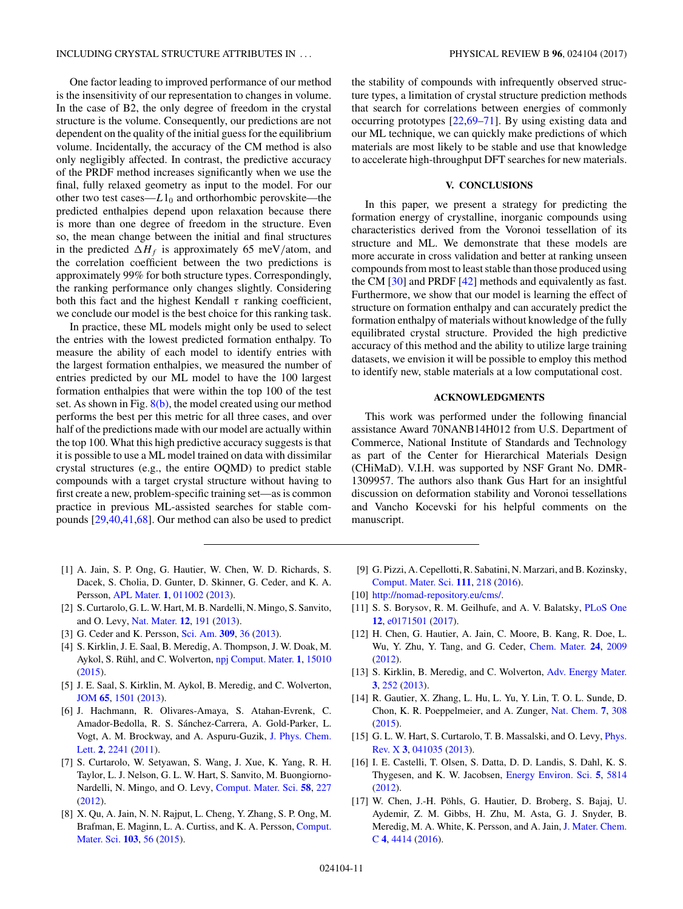One factor leading to improved performance of our method is the insensitivity of our representation to changes in volume. In the case of B2, the only degree of freedom in the crystal structure is the volume. Consequently, our predictions are not dependent on the quality of the initial guess for the equilibrium volume. Incidentally, the accuracy of the CM method is also only negligibly affected. In contrast, the predictive accuracy of the PRDF method increases significantly when we use the final, fully relaxed geometry as input to the model. For our other two test cases—$L1_0$ and orthorhombic perovskite—the predicted enthalpies depend upon relaxation because there is more than one degree of freedom in the structure. Even so, the mean change between the initial and final structures in the predicted $\Delta H_f$ is approximately 65 meV/atom, and the correlation coefficient between the two predictions is approximately 99% for both structure types. Correspondingly, the ranking performance only changes slightly. Considering both this fact and the highest Kendall $\tau$ ranking coefficient, we conclude our model is the best choice for this ranking task.

In practice, these ML models might only be used to select the entries with the lowest predicted formation enthalpy. To measure the ability of each model to identify entries with the largest formation enthalpies, we measured the number of entries predicted by our ML model to have the 100 largest formation enthalpies that were within the top 100 of the test set. As shown in Fig. 8(b), the model created using our method performs the best per this metric for all three cases, and over half of the predictions made with our model are actually within the top 100. What this high predictive accuracy suggests is that it is possible to use a ML model trained on data with dissimilar crystal structures (e.g., the entire OQMD) to predict stable compounds with a target crystal structure without having to first create a new, problem-specific training set—as is common practice in previous ML-assisted searches for stable compounds [29,40,41,68]. Our method can also be used to predict the stability of compounds with infrequently observed structure types, a limitation of crystal structure prediction methods that search for correlations between energies of commonly occurring prototypes [22,69–71]. By using existing data and our ML technique, we can quickly make predictions of which materials are most likely to be stable and use that knowledge to accelerate high-throughput DFT searches for new materials.

## V. CONCLUSIONS

In this paper, we present a strategy for predicting the formation energy of crystalline, inorganic compounds using characteristics derived from the Voronoi tessellation of its structure and ML. We demonstrate that these models are more accurate in cross validation and better at ranking unseen compounds from most to least stable than those produced using the CM [30] and PRDF [42] methods and equivalently as fast. Furthermore, we show that our model is learning the effect of structure on formation enthalpy and can accurately predict the formation enthalpy of materials without knowledge of the fully equilibrated crystal structure. Provided the high predictive accuracy of this method and the ability to utilize large training datasets, we envision it will be possible to employ this method to identify new, stable materials at a low computational cost.

## ACKNOWLEDGMENTS

This work was performed under the following financial assistance Award 70NANB14H012 from U.S. Department of Commerce, National Institute of Standards and Technology as part of the Center for Hierarchical Materials Design (CHiMaD). V.I.H. was supported by NSF Grant No. DMR-1309957. The authors also thank Gus Hart for an insightful discussion on deformation stability and Voronoi tessellations and Vancho Kocevski for his helpful comments on the manuscript.

---

[1] A. Jain, S. P. Ong, G. Hautier, W. Chen, W. D. Richards, S. Dacek, S. Cholia, D. Gunter, D. Skinner, G. Ceder, and K. A. Persson, APL Mater. **1**, 011002 (2013).

[2] S. Curtarolo, G. L. W. Hart, M. B. Nardelli, N. Mingo, S. Sanvito, and O. Levy, Nat. Mater. **12**, 191 (2013).

[3] G. Ceder and K. Persson, Sci. Am. **309**, 36 (2013).

[4] S. Kirklin, J. E. Saal, B. Meredig, A. Thompson, J. W. Doak, M. Aykol, S. Rühl, and C. Wolverton, npj Comput. Mater. **1**, 15010 (2015).

[5] J. E. Saal, S. Kirklin, M. Aykol, B. Meredig, and C. Wolverton, JOM **65**, 1501 (2013).

[6] J. Hachmann, R. Olivares-Amaya, S. Atahan-Evrenk, C. Amador-Bedolla, R. S. Sánchez-Carrera, A. Gold-Parker, L. Vogt, A. M. Brockway, and A. Aspuru-Guzik, J. Phys. Chem. Lett. **2**, 2241 (2011).

[7] S. Curtarolo, W. Setyawan, S. Wang, J. Xue, K. Yang, R. H. Taylor, L. J. Nelson, G. L. W. Hart, S. Sanvito, M. Buongiorno-Nardelli, N. Mingo, and O. Levy, Comput. Mater. Sci. **58**, 227 (2012).

[8] X. Qu, A. Jain, N. N. Rajput, L. Cheng, Y. Zhang, S. P. Ong, M. Brafman, E. Maginn, L. A. Curtiss, and K. A. Persson, Comput. Mater. Sci. **103**, 56 (2015).

[9] G. Pizzi, A. Cepellotti, R. Sabatini, N. Marzari, and B. Kozinsky, Comput. Mater. Sci. **111**, 218 (2016).

[10] http://nomad-repository.eu/cms/.

[11] S. S. Borysov, R. M. Geilhufe, and A. V. Balatsky, PLoS One **12**, e0171501 (2017).

[12] H. Chen, G. Hautier, A. Jain, C. Moore, B. Kang, R. Doe, L. Wu, Y. Zhu, Y. Tang, and G. Ceder, Chem. Mater. **24**, 2009 (2012).

[13] S. Kirklin, B. Meredig, and C. Wolverton, Adv. Energy Mater. **3**, 252 (2013).

[14] R. Gautier, X. Zhang, L. Hu, L. Yu, Y. Lin, T. O. L. Sunde, D. Chon, K. R. Poeppelmeier, and A. Zunger, Nat. Chem. **7**, 308 (2015).

[15] G. L. W. Hart, S. Curtarolo, T. B. Massalski, and O. Levy, Phys. Rev. X **3**, 041035 (2013).

[16] I. E. Castelli, T. Olsen, S. Datta, D. D. Landis, S. Dahl, K. S. Thygesen, and K. W. Jacobsen, Energy Environ. Sci. **5**, 5814 (2012).

[17] W. Chen, J.-H. Pöhls, G. Hautier, D. Broberg, S. Bajaj, U. Aydemir, Z. M. Gibbs, H. Zhu, M. Asta, G. J. Snyder, B. Meredig, M. A. White, K. Persson, and A. Jain, J. Mater. Chem. C **4**, 4414 (2016).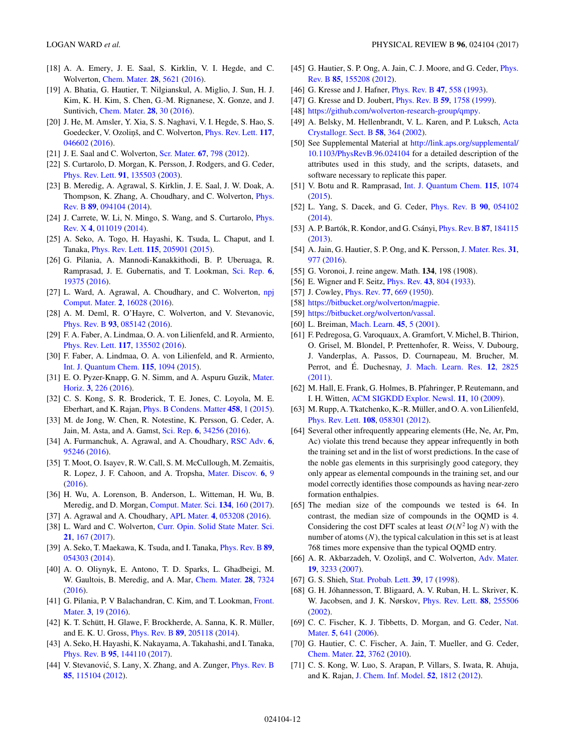[18] A. A. Emery, J. E. Saal, S. Kirklin, V. I. Hegde, and C. Wolverton, Chem. Mater. **28**, 5621 (2016).

[19] A. Bhatia, G. Hautier, T. Nilgianskul, A. Miglio, J. Sun, H. J. Kim, K. H. Kim, S. Chen, G.-M. Rignanese, X. Gonze, and J. Suntivich, Chem. Mater. **28**, 30 (2016).

[20] J. He, M. Amsler, Y. Xia, S. S. Naghavi, V. I. Hegde, S. Hao, S. Goedecker, V. Ozoliņš, and C. Wolverton, Phys. Rev. Lett. **117**, 046602 (2016).

[21] J. E. Saal and C. Wolverton, Scr. Mater. **67**, 798 (2012).

[22] S. Curtarolo, D. Morgan, K. Persson, J. Rodgers, and G. Ceder, Phys. Rev. Lett. **91**, 135503 (2003).

[23] B. Meredig, A. Agrawal, S. Kirklin, J. E. Saal, J. W. Doak, A. Thompson, K. Zhang, A. Choudhary, and C. Wolverton, Phys. Rev. B **89**, 094104 (2014).

[24] J. Carrete, W. Li, N. Mingo, S. Wang, and S. Curtarolo, Phys. Rev. X **4**, 011019 (2014).

[25] A. Seko, A. Togo, H. Hayashi, K. Tsuda, L. Chaput, and I. Tanaka, Phys. Rev. Lett. **115**, 205901 (2015).

[26] G. Pilania, A. Mannodi-Kanakkithodi, B. P. Uberuaga, R. Ramprasad, J. E. Gubernatis, and T. Lookman, Sci. Rep. **6**, 19375 (2016).

[27] L. Ward, A. Agrawal, A. Choudhary, and C. Wolverton, npj Comput. Mater. **2**, 16028 (2016).

[28] A. M. Deml, R. O'Hayre, C. Wolverton, and V. Stevanovic, Phys. Rev. B **93**, 085142 (2016).

[29] F. A. Faber, A. Lindmaa, O. A. von Lilienfeld, and R. Armiento, Phys. Rev. Lett. **117**, 135502 (2016).

[30] F. Faber, A. Lindmaa, O. A. von Lilienfeld, and R. Armiento, Int. J. Quantum Chem. **115**, 1094 (2015).

[31] E. O. Pyzer-Knapp, G. N. Simm, and A. Aspuru Guzik, Mater. Horiz. **3**, 226 (2016).

[32] C. S. Kong, S. R. Broderick, T. E. Jones, C. Loyola, M. E. Eberhart, and K. Rajan, Phys. B Condens. Matter **458**, 1 (2015).

[33] M. de Jong, W. Chen, R. Notestine, K. Persson, G. Ceder, A. Jain, M. Asta, and A. Gamst, Sci. Rep. **6**, 34256 (2016).

[34] A. Furmanchuk, A. Agrawal, and A. Choudhary, RSC Adv. **6**, 95246 (2016).

[35] T. Moot, O. Isayev, R. W. Call, S. M. McCullough, M. Zemaitis, R. Lopez, J. F. Cahoon, and A. Tropsha, Mater. Discov. **6**, 9 (2016).

[36] H. Wu, A. Lorenson, B. Anderson, L. Witteman, H. Wu, B. Meredig, and D. Morgan, Comput. Mater. Sci. **134**, 160 (2017).

[37] A. Agrawal and A. Choudhary, APL Mater. **4**, 053208 (2016).

[38] L. Ward and C. Wolverton, Curr. Opin. Solid State Mater. Sci. **21**, 167 (2017).

[39] A. Seko, T. Maekawa, K. Tsuda, and I. Tanaka, Phys. Rev. B **89**, 054303 (2014).

[40] A. O. Oliynyk, E. Antono, T. D. Sparks, L. Ghadbeigi, M. W. Gaultois, B. Meredig, and A. Mar, Chem. Mater. **28**, 7324 (2016).

[41] G. Pilania, P. V Balachandran, C. Kim, and T. Lookman, Front. Mater. **3**, 19 (2016).

[42] K. T. Schütt, H. Glawe, F. Brockherde, A. Sanna, K. R. Müller, and E. K. U. Gross, Phys. Rev. B **89**, 205118 (2014).

[43] A. Seko, H. Hayashi, K. Nakayama, A. Takahashi, and I. Tanaka, Phys. Rev. B **95**, 144110 (2017).

[44] V. Stevanović, S. Lany, X. Zhang, and A. Zunger, Phys. Rev. B **85**, 115104 (2012).

[45] G. Hautier, S. P. Ong, A. Jain, C. J. Moore, and G. Ceder, Phys. Rev. B **85**, 155208 (2012).

[46] G. Kresse and J. Hafner, Phys. Rev. B **47**, 558 (1993).

[47] G. Kresse and D. Joubert, Phys. Rev. B **59**, 1758 (1999).

[48] https://github.com/wolverton-research-group/qmpy.

[49] A. Belsky, M. Hellenbrandt, V. L. Karen, and P. Luksch, Acta Crystallogr. Sect. B **58**, 364 (2002).

[50] See Supplemental Material at http://link.aps.org/supplemental/10.1103/PhysRevB.96.024104 for a detailed description of the attributes used in this study, and the scripts, datasets, and software necessary to replicate this paper.

[51] V. Botu and R. Ramprasad, Int. J. Quantum Chem. **115**, 1074 (2015).

[52] L. Yang, S. Dacek, and G. Ceder, Phys. Rev. B **90**, 054102 (2014).

[53] A. P. Bartók, R. Kondor, and G. Csányi, Phys. Rev. B **87**, 184115 (2013).

[54] A. Jain, G. Hautier, S. P. Ong, and K. Persson, J. Mater. Res. **31**, 977 (2016).

[55] G. Voronoi, J. reine angew. Math. **134**, 198 (1908).

[56] E. Wigner and F. Seitz, Phys. Rev. **43**, 804 (1933).

[57] J. Cowley, Phys. Rev. **77**, 669 (1950).

[58] https://bitbucket.org/wolverton/magpie.

[59] https://bitbucket.org/wolverton/vassal.

[60] L. Breiman, Mach. Learn. **45**, 5 (2001).

[61] F. Pedregosa, G. Varoquaux, A. Gramfort, V. Michel, B. Thirion, O. Grisel, M. Blondel, P. Prettenhofer, R. Weiss, V. Dubourg, J. Vanderplas, A. Passos, D. Cournapeau, M. Brucher, M. Perrot, and É. Duchesnay, J. Mach. Learn. Res. **12**, 2825 (2011).

[62] M. Hall, E. Frank, G. Holmes, B. Pfahringer, P. Reutemann, and I. H. Witten, ACM SIGKDD Explor. Newsl. **11**, 10 (2009).

[63] M. Rupp, A. Tkatchenko, K.-R. Müller, and O. A. von Lilienfeld, Phys. Rev. Lett. **108**, 058301 (2012).

[64] Several other infrequently appearing elements (He, Ne, Ar, Pm, Ac) violate this trend because they appear infrequently in both the training set and in the list of worst predictions. In the case of the noble gas elements in this surprisingly good category, they only appear as elemental compounds in the training set, and our model correctly identifies those compounds as having near-zero formation enthalpies.

[65] The median size of the compounds we tested is 64. In contrast, the median size of compounds in the OQMD is 4. Considering the cost DFT scales at least $O(N^2 \log N)$ with the number of atoms ($N$), the typical calculation in this set is at least 768 times more expensive than the typical OQMD entry.

[66] A. R. Akbarzadeh, V. Ozoliņš, and C. Wolverton, Adv. Mater. **19**, 3233 (2007).

[67] G. S. Shieh, Stat. Probab. Lett. **39**, 17 (1998).

[68] G. H. Jóhannesson, T. Bligaard, A. V. Ruban, H. L. Skriver, K. W. Jacobsen, and J. K. Nørskov, Phys. Rev. Lett. **88**, 255506 (2002).

[69] C. C. Fischer, K. J. Tibbetts, D. Morgan, and G. Ceder, Nat. Mater. **5**, 641 (2006).

[70] G. Hautier, C. C. Fischer, A. Jain, T. Mueller, and G. Ceder, Chem. Mater. **22**, 3762 (2010).

[71] C. S. Kong, W. Luo, S. Arapan, P. Villars, S. Iwata, R. Ahuja, and K. Rajan, J. Chem. Inf. Model. **52**, 1812 (2012).